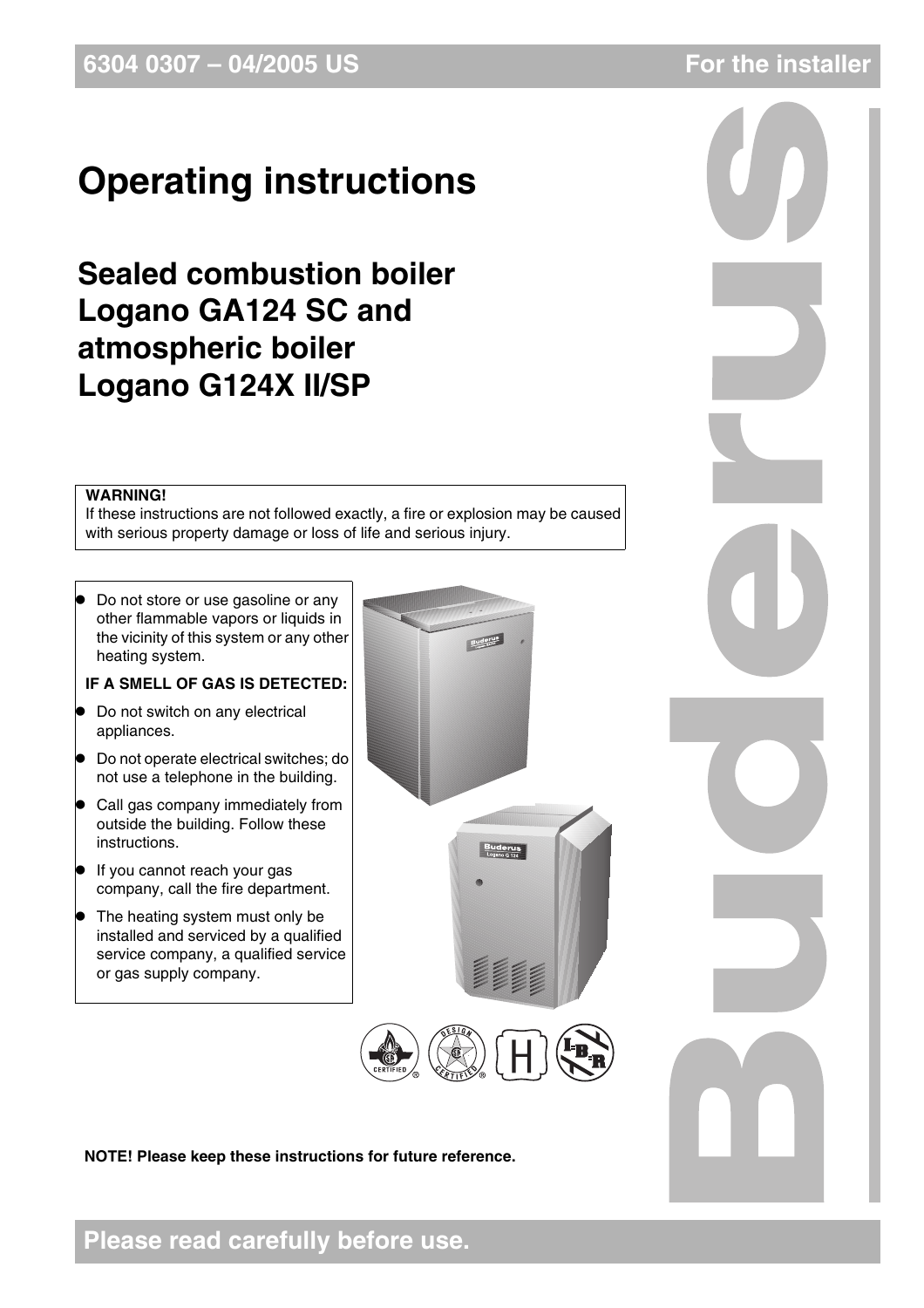6304 0307 – 04/2005 US

For the installer

# Operating instructions

## Sealed combustion boiler Logano GA124 SC and atmospheric boiler Logano G124X II/SP

**WARNING!**
If these instructions are not followed exactly, a fire or explosion may be caused with serious property damage or loss of life and serious injury.

- Do not store or use gasoline or any other flammable vapors or liquids in the vicinity of this system or any other heating system.

**IF A SMELL OF GAS IS DETECTED:**

- Do not switch on any electrical appliances.
- Do not operate electrical switches; do not use a telephone in the building.
- Call gas company immediately from outside the building. Follow these instructions.
- If you cannot reach your gas company, call the fire department.
- The heating system must only be installed and serviced by a qualified service company, a qualified service or gas supply company.

**NOTE! Please keep these instructions for future reference.**

**Please read carefully before use.**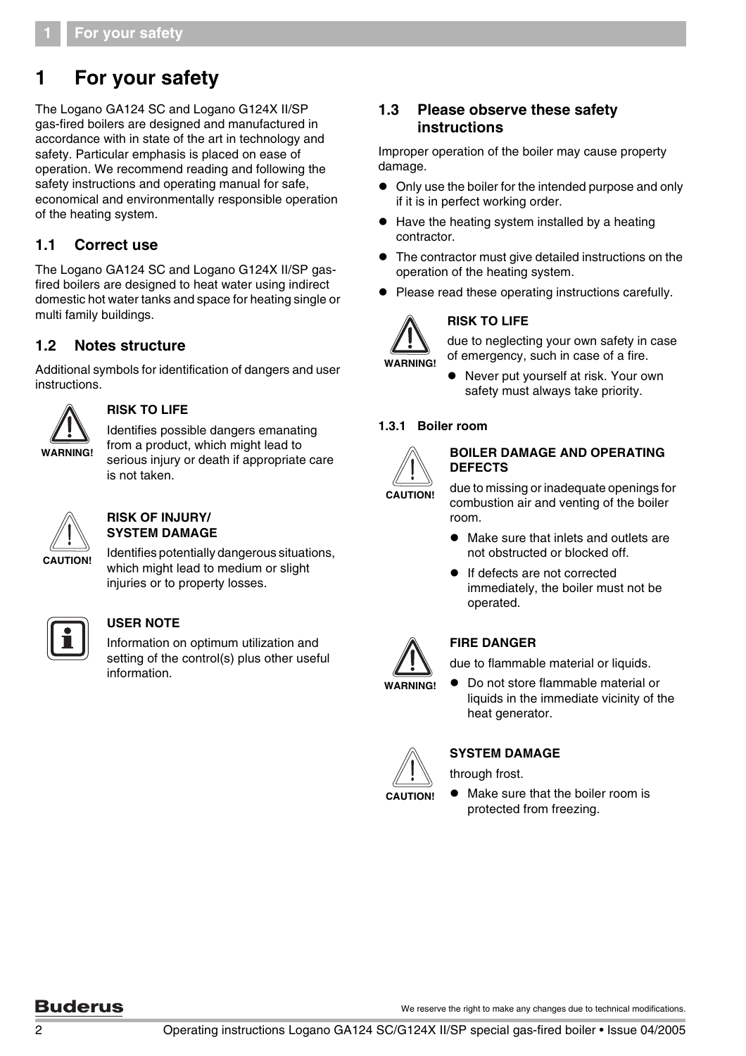# 1 For your safety

The Logano GA124 SC and Logano G124X II/SP gas-fired boilers are designed and manufactured in accordance with in state of the art in technology and safety. Particular emphasis is placed on ease of operation. We recommend reading and following the safety instructions and operating manual for safe, economical and environmentally responsible operation of the heating system.

## 1.1 Correct use

The Logano GA124 SC and Logano G124X II/SP gas-fired boilers are designed to heat water using indirect domestic hot water tanks and space for heating single or multi family buildings.

## 1.2 Notes structure

Additional symbols for identification of dangers and user instructions.

WARNING!

**RISK TO LIFE**

Identifies possible dangers emanating from a product, which might lead to serious injury or death if appropriate care is not taken.

CAUTION!

**RISK OF INJURY/ SYSTEM DAMAGE**

Identifies potentially dangerous situations, which might lead to medium or slight injuries or to property losses.

**USER NOTE**

Information on optimum utilization and setting of the control(s) plus other useful information.

## 1.3 Please observe these safety instructions

Improper operation of the boiler may cause property damage.

- Only use the boiler for the intended purpose and only if it is in perfect working order.
- Have the heating system installed by a heating contractor.
- The contractor must give detailed instructions on the operation of the heating system.
- Please read these operating instructions carefully.

WARNING!

**RISK TO LIFE**

due to neglecting your own safety in case of emergency, such in case of a fire.

- Never put yourself at risk. Your own safety must always take priority.

### 1.3.1 Boiler room

CAUTION!

**BOILER DAMAGE AND OPERATING DEFECTS**

due to missing or inadequate openings for combustion air and venting of the boiler room.

- Make sure that inlets and outlets are not obstructed or blocked off.
- If defects are not corrected immediately, the boiler must not be operated.

WARNING!

**FIRE DANGER**

due to flammable material or liquids.

- Do not store flammable material or liquids in the immediate vicinity of the heat generator.

CAUTION!

**SYSTEM DAMAGE**

through frost.

- Make sure that the boiler room is protected from freezing.

We reserve the right to make any changes due to technical modifications.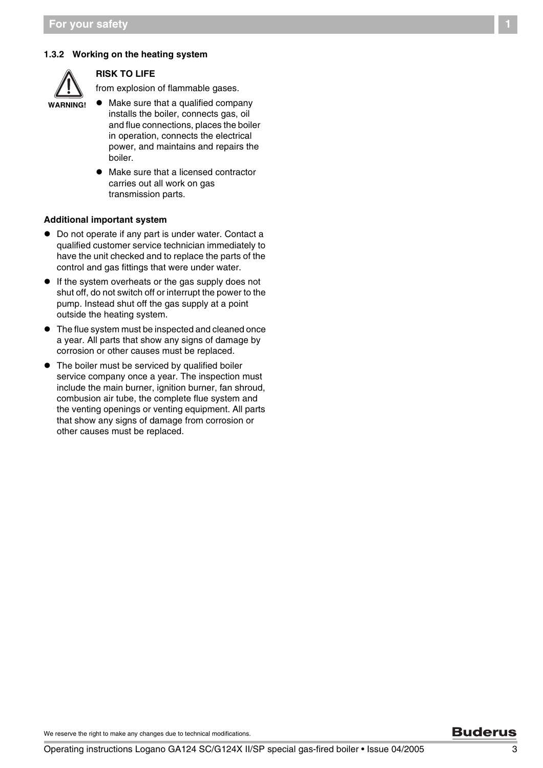### 1.3.2 Working on the heating system

WARNING!

**RISK TO LIFE**

from explosion of flammable gases.

- Make sure that a qualified company installs the boiler, connects gas, oil and flue connections, places the boiler in operation, connects the electrical power, and maintains and repairs the boiler.
- Make sure that a licensed contractor carries out all work on gas transmission parts.

**Additional important system**

- Do not operate if any part is under water. Contact a qualified customer service technician immediately to have the unit checked and to replace the parts of the control and gas fittings that were under water.
- If the system overheats or the gas supply does not shut off, do not switch off or interrupt the power to the pump. Instead shut off the gas supply at a point outside the heating system.
- The flue system must be inspected and cleaned once a year. All parts that show any signs of damage by corrosion or other causes must be replaced.
- The boiler must be serviced by qualified boiler service company once a year. The inspection must include the main burner, ignition burner, fan shroud, combustion air tube, the complete flue system and the venting openings or venting equipment. All parts that show any signs of damage from corrosion or other causes must be replaced.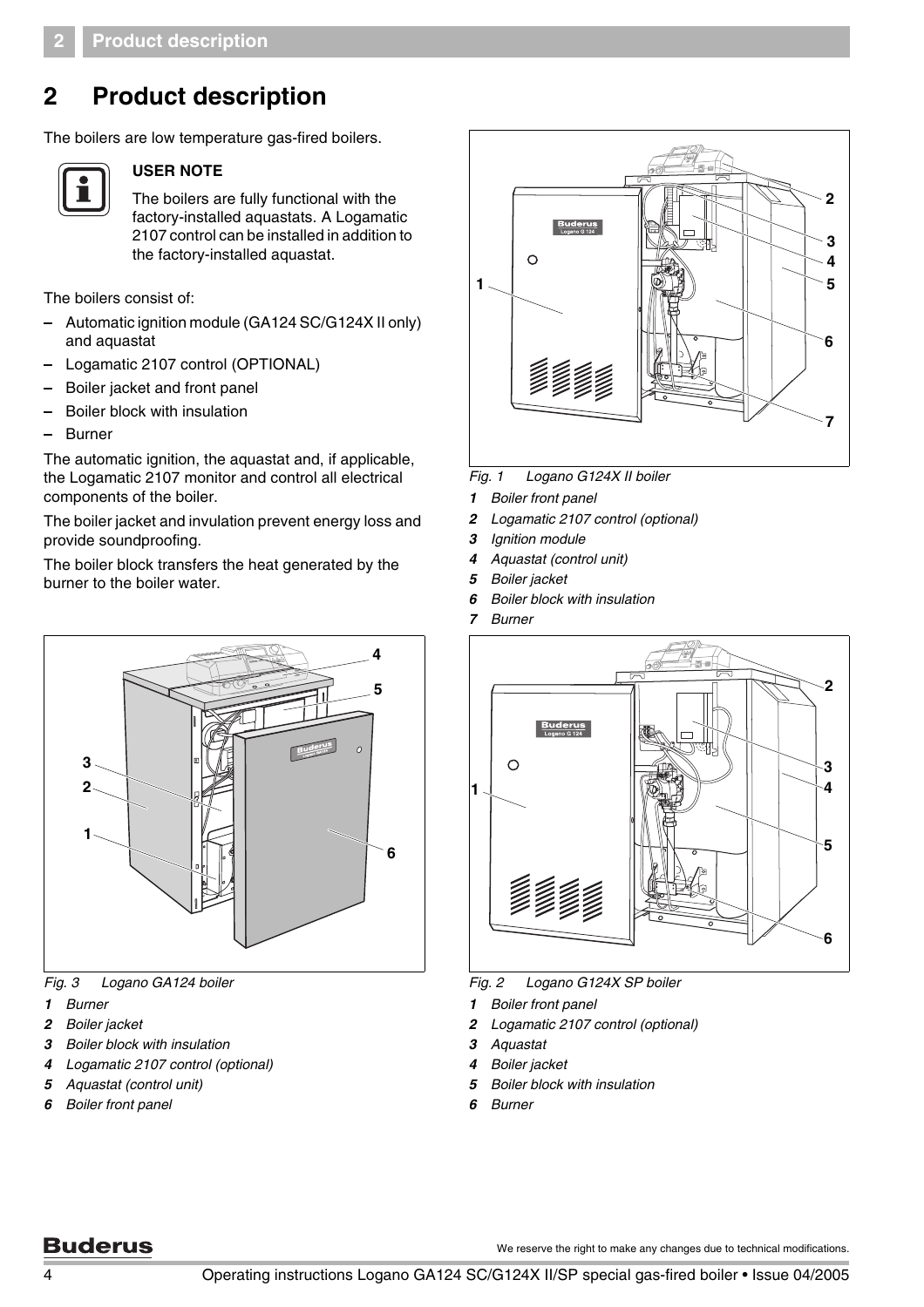# 2 Product description

The boilers are low temperature gas-fired boilers.

**USER NOTE**

The boilers are fully functional with the factory-installed aquastats. A Logamatic 2107 control can be installed in addition to the factory-installed aquastat.

The boilers consist of:

- Automatic ignition module (GA124 SC/G124X II only) and aquastat
- Logamatic 2107 control (OPTIONAL)
- Boiler jacket and front panel
- Boiler block with insulation
- Burner

The automatic ignition, the aquastat and, if applicable, the Logamatic 2107 monitor and control all electrical components of the boiler.

The boiler jacket and invulation prevent energy loss and provide soundproofing.

The boiler block transfers the heat generated by the burner to the boiler water.

*Fig. 1 Logano G124X II boiler*

*1* *Boiler front panel*
*2* *Logamatic 2107 control (optional)*
*3* *Ignition module*
*4* *Aquastat (control unit)*
*5* *Boiler jacket*
*6* *Boiler block with insulation*
*7* *Burner*

*Fig. 2 Logano G124X SP boiler*

*1* *Boiler front panel*
*2* *Logamatic 2107 control (optional)*
*3* *Aquastat*
*4* *Boiler jacket*
*5* *Boiler block with insulation*
*6* *Burner*

*Fig. 3 Logano GA124 boiler*

*1* *Burner*
*2* *Boiler jacket*
*3* *Boiler block with insulation*
*4* *Logamatic 2107 control (optional)*
*5* *Aquastat (control unit)*
*6* *Boiler front panel*

We reserve the right to make any changes due to technical modifications.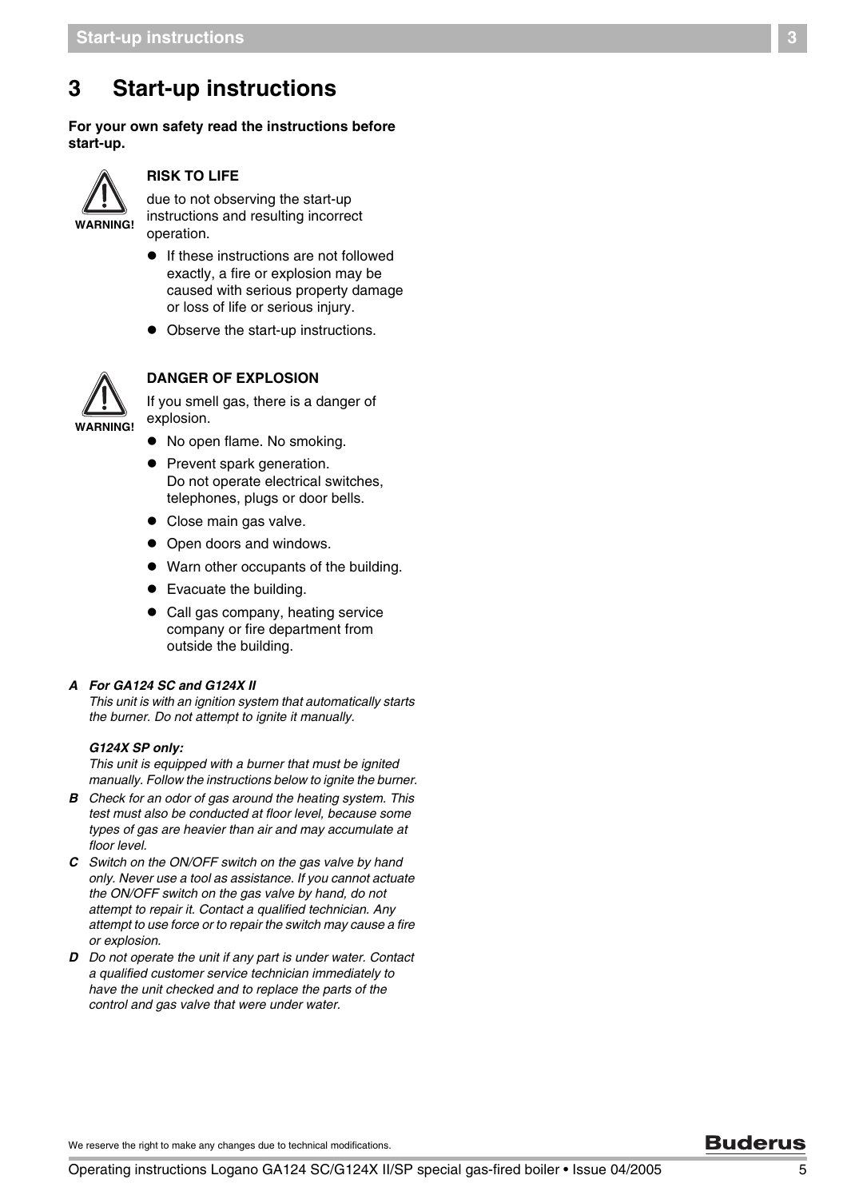# 3 Start-up instructions

**For your own safety read the instructions before start-up.**

WARNING!

**RISK TO LIFE**

due to not observing the start-up instructions and resulting incorrect operation.

- If these instructions are not followed exactly, a fire or explosion may be caused with serious property damage or loss of life or serious injury.
- Observe the start-up instructions.

WARNING!

**DANGER OF EXPLOSION**

If you smell gas, there is a danger of explosion.

- No open flame. No smoking.
- Prevent spark generation.
  Do not operate electrical switches, telephones, plugs or door bells.
- Close main gas valve.
- Open doors and windows.
- Warn other occupants of the building.
- Evacuate the building.
- Call gas company, heating service company or fire department from outside the building.

***A*** ***For GA124 SC and G124X II***
*This unit is with an ignition system that automatically starts the burner. Do not attempt to ignite it manually.*

***G124X SP only:***
*This unit is equipped with a burner that must be ignited manually. Follow the instructions below to ignite the burner.*

***B*** *Check for an odor of gas around the heating system. This test must also be conducted at floor level, because some types of gas are heavier than air and may accumulate at floor level.*

***C*** *Switch on the ON/OFF switch on the gas valve by hand only. Never use a tool as assistance. If you cannot actuate the ON/OFF switch on the gas valve by hand, do not attempt to repair it. Contact a qualified technician. Any attempt to use force or to repair the switch may cause a fire or explosion.*

***D*** *Do not operate the unit if any part is under water. Contact a qualified customer service technician immediately to have the unit checked and to replace the parts of the control and gas valve that were under water.*

We reserve the right to make any changes due to technical modifications.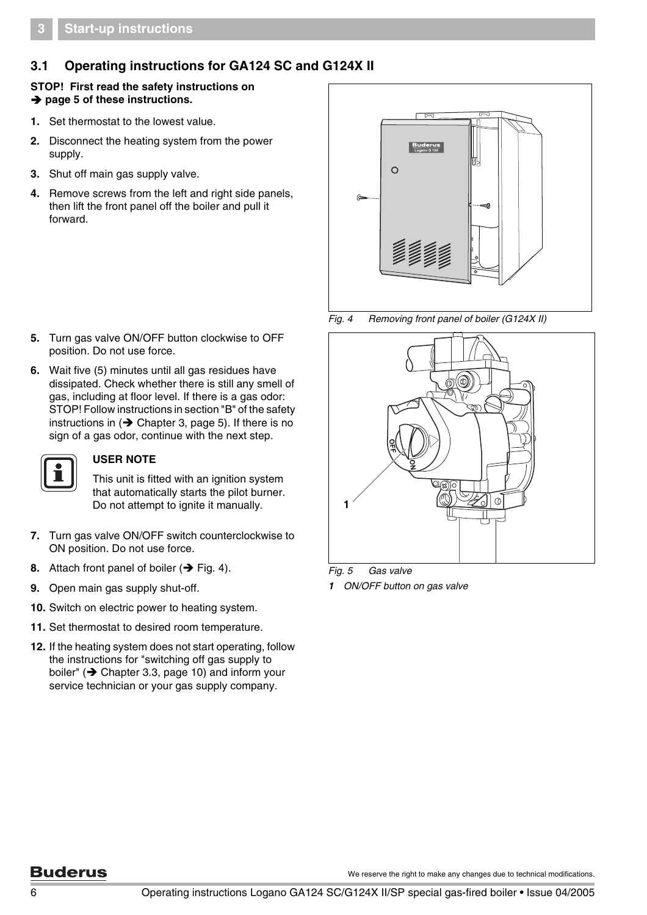## 3.1 Operating instructions for GA124 SC and G124X II

**STOP! First read the safety instructions on ➔ page 5 of these instructions.**

1. Set thermostat to the lowest value.
2. Disconnect the heating system from the power supply.
3. Shut off main gas supply valve.
4. Remove screws from the left and right side panels, then lift the front panel off the boiler and pull it forward.

*Fig. 4 Removing front panel of boiler (G124X II)*

5. Turn gas valve ON/OFF button clockwise to OFF position. Do not use force.
6. Wait five (5) minutes until all gas residues have dissipated. Check whether there is still any smell of gas, including at floor level. If there is a gas odor: STOP! Follow instructions in section "B" of the safety instructions in (➔ Chapter 3, page 5). If there is no sign of a gas odor, continue with the next step.

> **USER NOTE**
>
> This unit is fitted with an ignition system that automatically starts the pilot burner. Do not attempt to ignite it manually.

7. Turn gas valve ON/OFF switch counterclockwise to ON position. Do not use force.
8. Attach front panel of boiler (➔ Fig. 4).
9. Open main gas supply shut-off.
10. Switch on electric power to heating system.
11. Set thermostat to desired room temperature.
12. If the heating system does not start operating, follow the instructions for "switching off gas supply to boiler" (➔ Chapter 3.3, page 10) and inform your service technician or your gas supply company.

*Fig. 5 Gas valve*

*1 ON/OFF button on gas valve*

We reserve the right to make any changes due to technical modifications.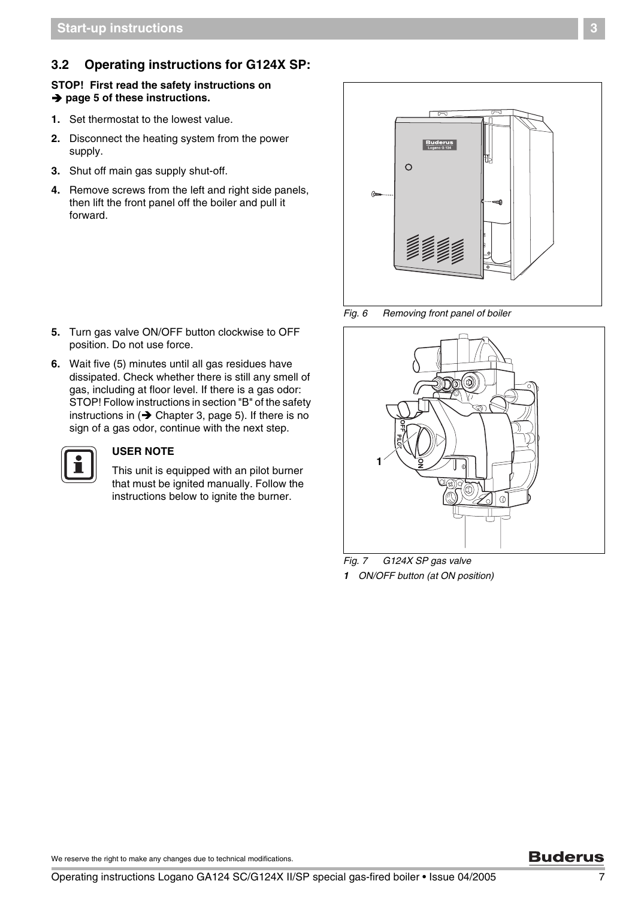## 3.2 Operating instructions for G124X SP:

**STOP! First read the safety instructions on ➔ page 5 of these instructions.**

1. Set thermostat to the lowest value.
2. Disconnect the heating system from the power supply.
3. Shut off main gas supply shut-off.
4. Remove screws from the left and right side panels, then lift the front panel off the boiler and pull it forward.

*Fig. 6 Removing front panel of boiler*

5. Turn gas valve ON/OFF button clockwise to OFF position. Do not use force.
6. Wait five (5) minutes until all gas residues have dissipated. Check whether there is still any smell of gas, including at floor level. If there is a gas odor: STOP! Follow instructions in section "B" of the safety instructions in (➔ Chapter 3, page 5). If there is no sign of a gas odor, continue with the next step.

**USER NOTE**

This unit is equipped with an pilot burner that must be ignited manually. Follow the instructions below to ignite the burner.

*Fig. 7 G124X SP gas valve*

*1 ON/OFF button (at ON position)*

We reserve the right to make any changes due to technical modifications.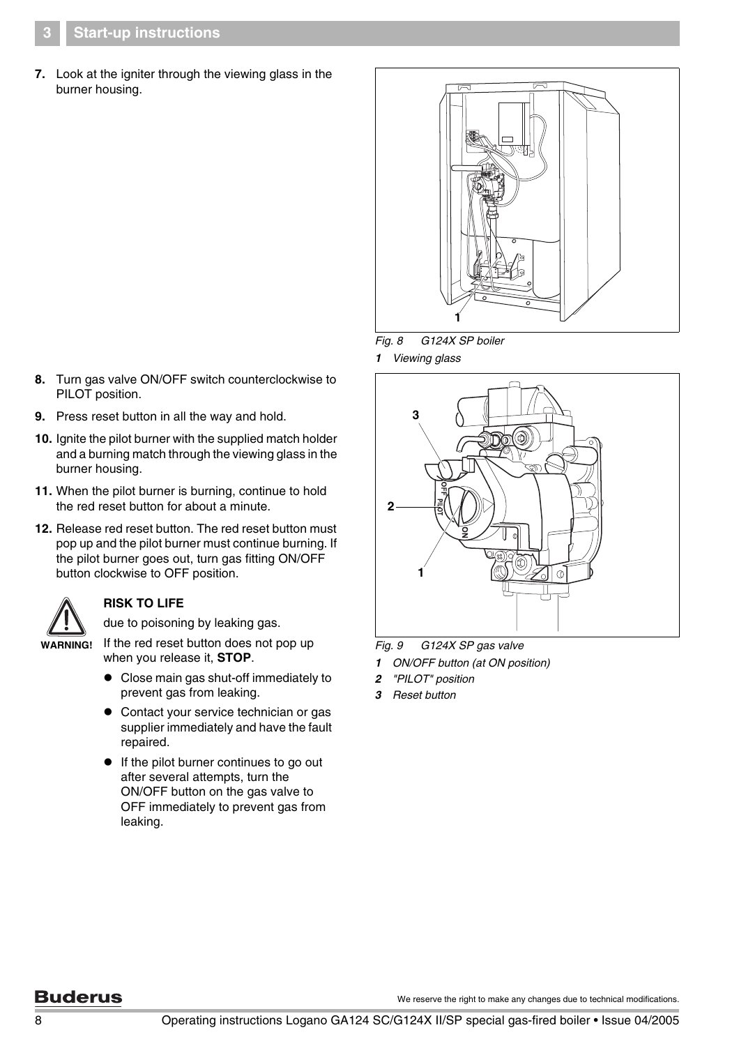7. Look at the igniter through the viewing glass in the burner housing.

*Fig. 8 G124X SP boiler*

***1*** *Viewing glass*

8. Turn gas valve ON/OFF switch counterclockwise to PILOT position.
9. Press reset button in all the way and hold.
10. Ignite the pilot burner with the supplied match holder and a burning match through the viewing glass in the burner housing.
11. When the pilot burner is burning, continue to hold the red reset button for about a minute.
12. Release red reset button. The red reset button must pop up and the pilot burner must continue burning. If the pilot burner goes out, turn gas fitting ON/OFF button clockwise to OFF position.

**WARNING!**

**RISK TO LIFE**

due to poisoning by leaking gas.

If the red reset button does not pop up when you release it, **STOP**.

- Close main gas shut-off immediately to prevent gas from leaking.
- Contact your service technician or gas supplier immediately and have the fault repaired.
- If the pilot burner continues to go out after several attempts, turn the ON/OFF button on the gas valve to OFF immediately to prevent gas from leaking.

*Fig. 9 G124X SP gas valve*

***1*** *ON/OFF button (at ON position)*

***2*** *"PILOT" position*

***3*** *Reset button*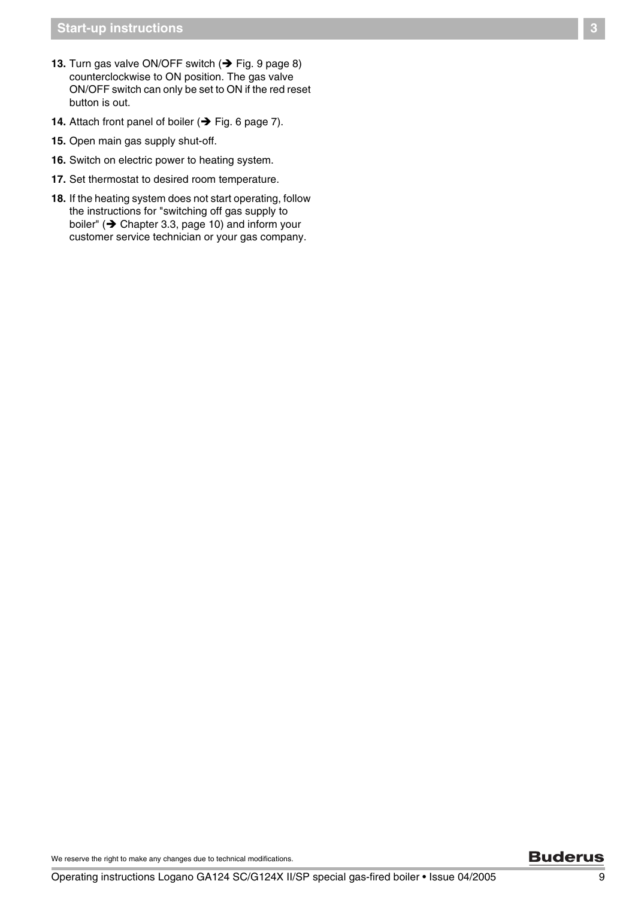13. Turn gas valve ON/OFF switch (➔ Fig. 9 page 8) counterclockwise to ON position. The gas valve ON/OFF switch can only be set to ON if the red reset button is out.
14. Attach front panel of boiler (➔ Fig. 6 page 7).
15. Open main gas supply shut-off.
16. Switch on electric power to heating system.
17. Set thermostat to desired room temperature.
18. If the heating system does not start operating, follow the instructions for "switching off gas supply to boiler" (➔ Chapter 3.3, page 10) and inform your customer service technician or your gas company.

We reserve the right to make any changes due to technical modifications.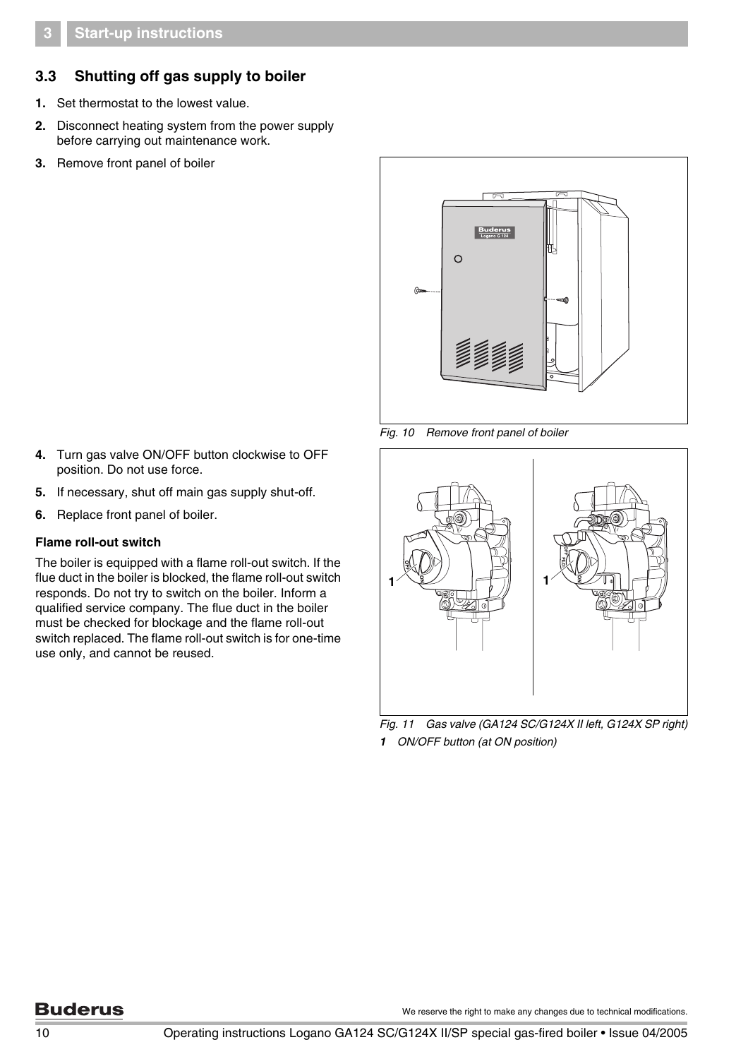## 3.3 Shutting off gas supply to boiler

1. Set thermostat to the lowest value.
2. Disconnect heating system from the power supply before carrying out maintenance work.
3. Remove front panel of boiler

Fig. 10 Remove front panel of boiler

4. Turn gas valve ON/OFF button clockwise to OFF position. Do not use force.
5. If necessary, shut off main gas supply shut-off.
6. Replace front panel of boiler.

**Flame roll-out switch**

The boiler is equipped with a flame roll-out switch. If the flue duct in the boiler is blocked, the flame roll-out switch responds. Do not try to switch on the boiler. Inform a qualified service company. The flue duct in the boiler must be checked for blockage and the flame roll-out switch replaced. The flame roll-out switch is for one-time use only, and cannot be reused.

Fig. 11 Gas valve (GA124 SC/G124X II left, G124X SP right)

*1* ON/OFF button (at ON position)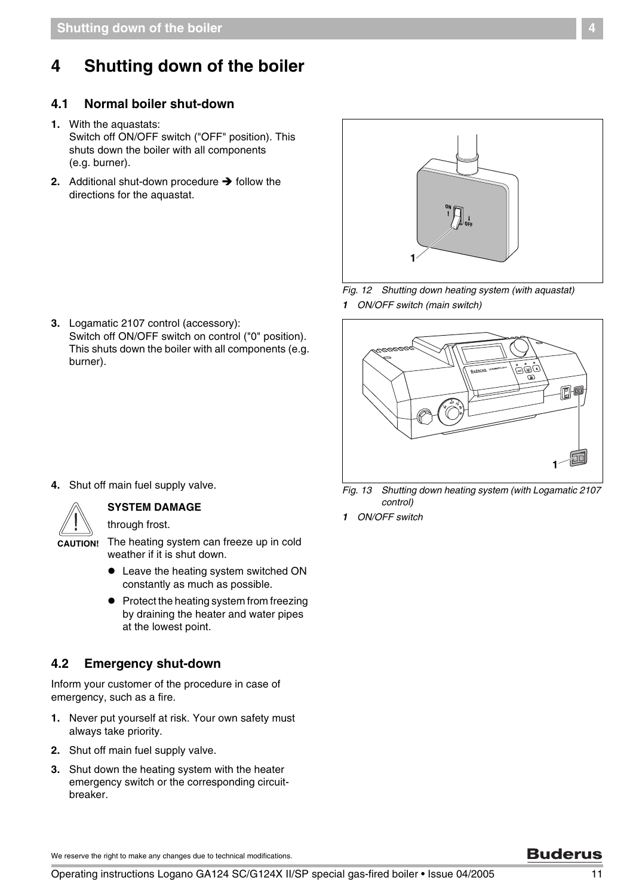# 4 Shutting down of the boiler

## 4.1 Normal boiler shut-down

1. With the aquastats:
   Switch off ON/OFF switch ("OFF" position). This shuts down the boiler with all components (e.g. burner).
2. Additional shut-down procedure ➔ follow the directions for the aquastat.

*Fig. 12 Shutting down heating system (with aquastat)*

*1 ON/OFF switch (main switch)*

3. Logamatic 2107 control (accessory):
   Switch off ON/OFF switch on control ("0" position). This shuts down the boiler with all components (e.g. burner).

*Fig. 13 Shutting down heating system (with Logamatic 2107 control)*

*1 ON/OFF switch*

4. Shut off main fuel supply valve.

**CAUTION!**

**SYSTEM DAMAGE**

through frost.

The heating system can freeze up in cold weather if it is shut down.

- Leave the heating system switched ON constantly as much as possible.
- Protect the heating system from freezing by draining the heater and water pipes at the lowest point.

## 4.2 Emergency shut-down

Inform your customer of the procedure in case of emergency, such as a fire.

1. Never put yourself at risk. Your own safety must always take priority.
2. Shut off main fuel supply valve.
3. Shut down the heating system with the heater emergency switch or the corresponding circuit-breaker.

We reserve the right to make any changes due to technical modifications.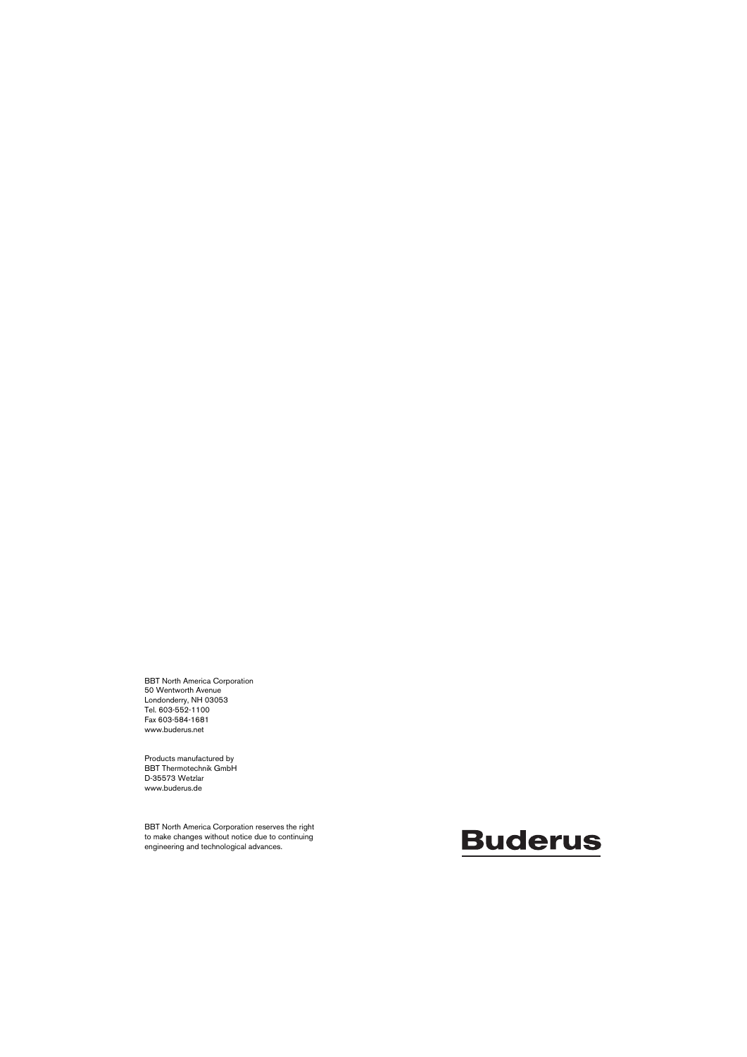BBT North America Corporation
50 Wentworth Avenue
Londonderry, NH 03053
Tel. 603-552-1100
Fax 603-584-1681
www.buderus.net

Products manufactured by
BBT Thermotechnik GmbH
D-35573 Wetzlar
www.buderus.de

BBT North America Corporation reserves the right to make changes without notice due to continuing engineering and technological advances.

**Buderus**